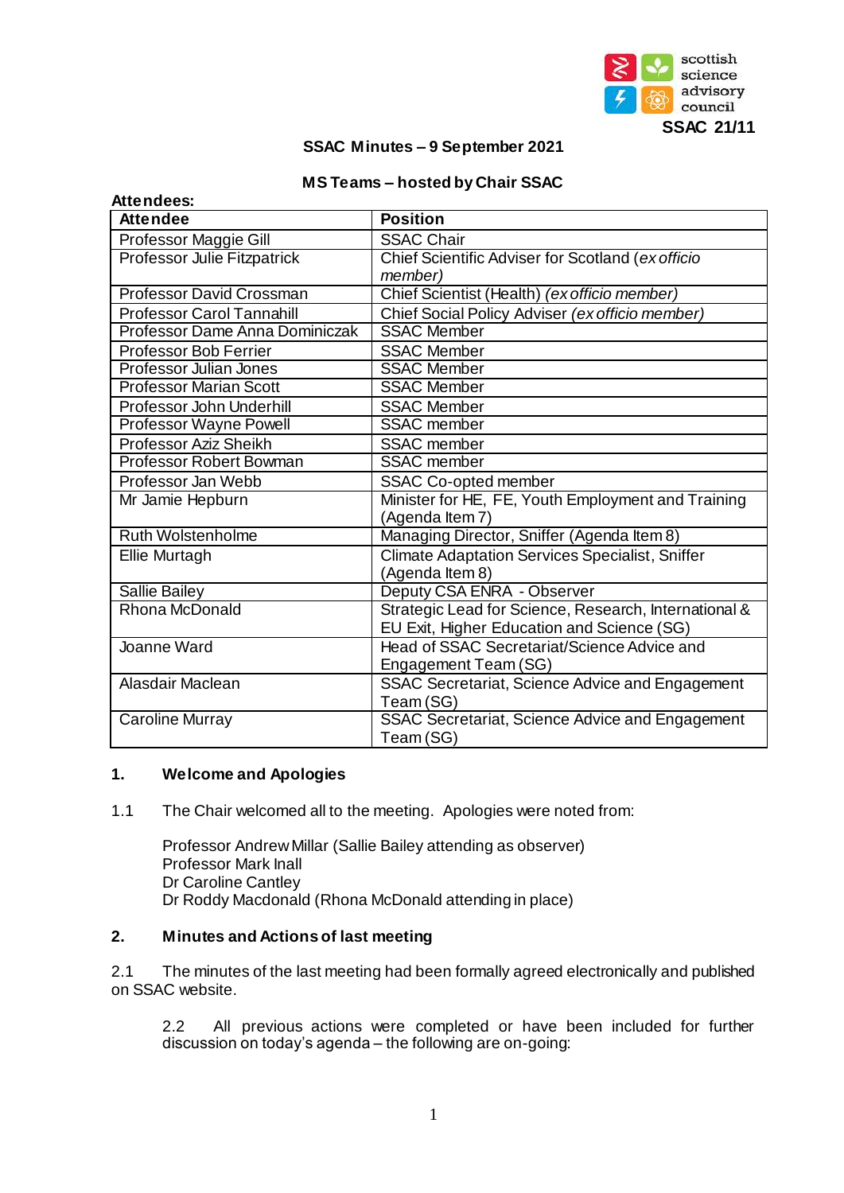scottish science advisory council

SSAC 21/11

# SSAC Minutes – 9 September 2021

## MS Teams – hosted by Chair SSAC

**Attendees:**

| **Attendee** | **Position** |
|---|---|
| Professor Maggie Gill | SSAC Chair |
| Professor Julie Fitzpatrick | Chief Scientific Adviser for Scotland (*ex officio member)* |
| Professor David Crossman | Chief Scientist (Health) *(ex officio member)* |
| Professor Carol Tannahill | Chief Social Policy Adviser *(ex officio member)* |
| Professor Dame Anna Dominiczak | SSAC Member |
| Professor Bob Ferrier | SSAC Member |
| Professor Julian Jones | SSAC Member |
| Professor Marian Scott | SSAC Member |
| Professor John Underhill | SSAC Member |
| Professor Wayne Powell | SSAC member |
| Professor Aziz Sheikh | SSAC member |
| Professor Robert Bowman | SSAC member |
| Professor Jan Webb | SSAC Co-opted member |
| Mr Jamie Hepburn | Minister for HE, FE, Youth Employment and Training (Agenda Item 7) |
| Ruth Wolstenholme | Managing Director, Sniffer (Agenda Item 8) |
| Ellie Murtagh | Climate Adaptation Services Specialist, Sniffer (Agenda Item 8) |
| Sallie Bailey | Deputy CSA ENRA - Observer |
| Rhona McDonald | Strategic Lead for Science, Research, International & EU Exit, Higher Education and Science (SG) |
| Joanne Ward | Head of SSAC Secretariat/Science Advice and Engagement Team (SG) |
| Alasdair Maclean | SSAC Secretariat, Science Advice and Engagement Team (SG) |
| Caroline Murray | SSAC Secretariat, Science Advice and Engagement Team (SG) |

### 1. Welcome and Apologies

1.1 The Chair welcomed all to the meeting. Apologies were noted from:

Professor Andrew Millar (Sallie Bailey attending as observer)
Professor Mark Inall
Dr Caroline Cantley
Dr Roddy Macdonald (Rhona McDonald attending in place)

### 2. Minutes and Actions of last meeting

2.1 The minutes of the last meeting had been formally agreed electronically and published on SSAC website.

2.2 All previous actions were completed or have been included for further discussion on today's agenda – the following are on-going: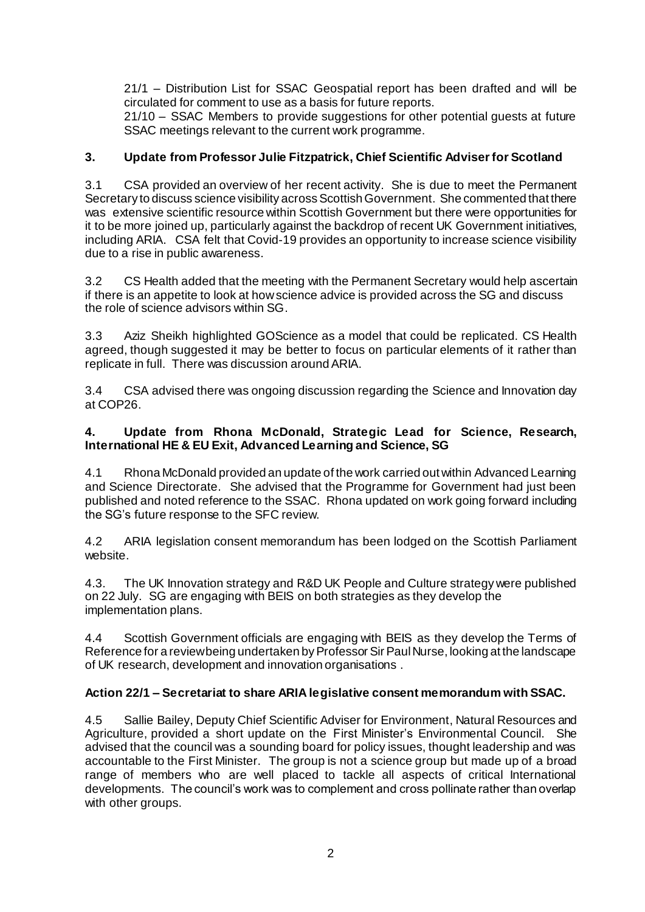21/1 – Distribution List for SSAC Geospatial report has been drafted and will be circulated for comment to use as a basis for future reports.
21/10 – SSAC Members to provide suggestions for other potential guests at future SSAC meetings relevant to the current work programme.

### 3. Update from Professor Julie Fitzpatrick, Chief Scientific Adviser for Scotland

3.1 CSA provided an overview of her recent activity. She is due to meet the Permanent Secretary to discuss science visibility across Scottish Government. She commented that there was extensive scientific resource within Scottish Government but there were opportunities for it to be more joined up, particularly against the backdrop of recent UK Government initiatives, including ARIA. CSA felt that Covid-19 provides an opportunity to increase science visibility due to a rise in public awareness.

3.2 CS Health added that the meeting with the Permanent Secretary would help ascertain if there is an appetite to look at how science advice is provided across the SG and discuss the role of science advisors within SG.

3.3 Aziz Sheikh highlighted GOScience as a model that could be replicated. CS Health agreed, though suggested it may be better to focus on particular elements of it rather than replicate in full. There was discussion around ARIA.

3.4 CSA advised there was ongoing discussion regarding the Science and Innovation day at COP26.

### 4. Update from Rhona McDonald, Strategic Lead for Science, Research, International HE & EU Exit, Advanced Learning and Science, SG

4.1 Rhona McDonald provided an update of the work carried out within Advanced Learning and Science Directorate. She advised that the Programme for Government had just been published and noted reference to the SSAC. Rhona updated on work going forward including the SG's future response to the SFC review.

4.2 ARIA legislation consent memorandum has been lodged on the Scottish Parliament website.

4.3. The UK Innovation strategy and R&D UK People and Culture strategy were published on 22 July. SG are engaging with BEIS on both strategies as they develop the implementation plans.

4.4 Scottish Government officials are engaging with BEIS as they develop the Terms of Reference for a review being undertaken by Professor Sir Paul Nurse, looking at the landscape of UK research, development and innovation organisations .

**Action 22/1 – Secretariat to share ARIA legislative consent memorandum with SSAC.**

4.5 Sallie Bailey, Deputy Chief Scientific Adviser for Environment, Natural Resources and Agriculture, provided a short update on the First Minister's Environmental Council. She advised that the council was a sounding board for policy issues, thought leadership and was accountable to the First Minister. The group is not a science group but made up of a broad range of members who are well placed to tackle all aspects of critical International developments. The council's work was to complement and cross pollinate rather than overlap with other groups.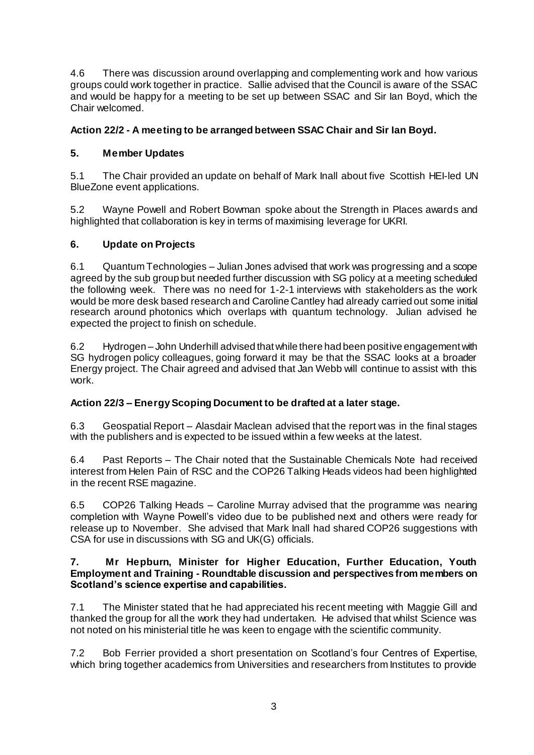4.6 There was discussion around overlapping and complementing work and how various groups could work together in practice. Sallie advised that the Council is aware of the SSAC and would be happy for a meeting to be set up between SSAC and Sir Ian Boyd, which the Chair welcomed.

**Action 22/2 - A meeting to be arranged between SSAC Chair and Sir Ian Boyd.**

## 5. Member Updates

5.1 The Chair provided an update on behalf of Mark Inall about five Scottish HEI-led UN BlueZone event applications.

5.2 Wayne Powell and Robert Bowman spoke about the Strength in Places awards and highlighted that collaboration is key in terms of maximising leverage for UKRI.

## 6. Update on Projects

6.1 Quantum Technologies – Julian Jones advised that work was progressing and a scope agreed by the sub group but needed further discussion with SG policy at a meeting scheduled the following week. There was no need for 1-2-1 interviews with stakeholders as the work would be more desk based research and Caroline Cantley had already carried out some initial research around photonics which overlaps with quantum technology. Julian advised he expected the project to finish on schedule.

6.2 Hydrogen – John Underhill advised that while there had been positive engagement with SG hydrogen policy colleagues, going forward it may be that the SSAC looks at a broader Energy project. The Chair agreed and advised that Jan Webb will continue to assist with this work.

**Action 22/3 – Energy Scoping Document to be drafted at a later stage.**

6.3 Geospatial Report – Alasdair Maclean advised that the report was in the final stages with the publishers and is expected to be issued within a few weeks at the latest.

6.4 Past Reports – The Chair noted that the Sustainable Chemicals Note had received interest from Helen Pain of RSC and the COP26 Talking Heads videos had been highlighted in the recent RSE magazine.

6.5 COP26 Talking Heads – Caroline Murray advised that the programme was nearing completion with Wayne Powell's video due to be published next and others were ready for release up to November. She advised that Mark Inall had shared COP26 suggestions with CSA for use in discussions with SG and UK(G) officials.

## 7. Mr Hepburn, Minister for Higher Education, Further Education, Youth Employment and Training - Roundtable discussion and perspectives from members on Scotland's science expertise and capabilities.

7.1 The Minister stated that he had appreciated his recent meeting with Maggie Gill and thanked the group for all the work they had undertaken. He advised that whilst Science was not noted on his ministerial title he was keen to engage with the scientific community.

7.2 Bob Ferrier provided a short presentation on Scotland's four Centres of Expertise, which bring together academics from Universities and researchers from Institutes to provide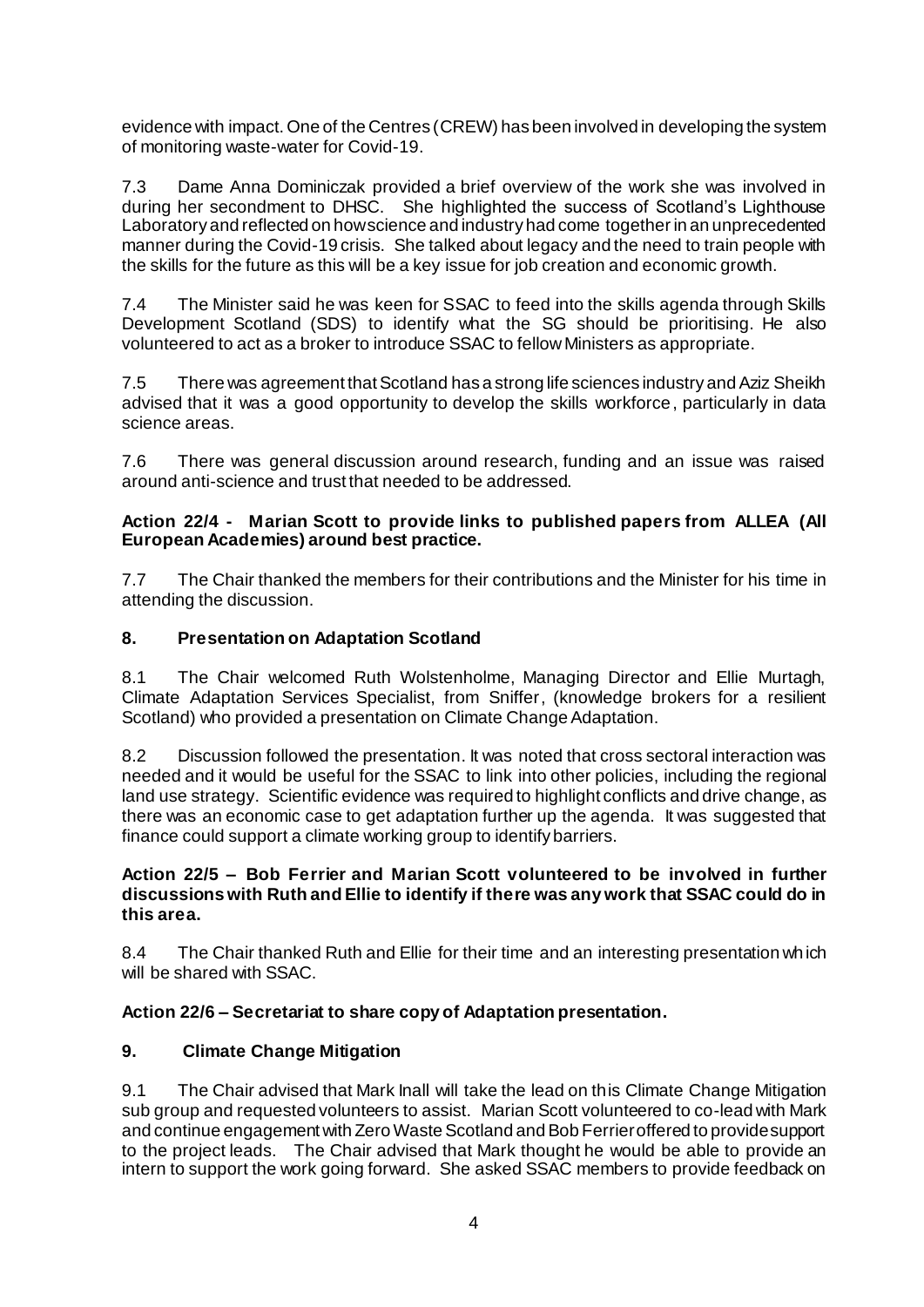evidence with impact. One of the Centres (CREW) has been involved in developing the system of monitoring waste-water for Covid-19.

7.3 Dame Anna Dominiczak provided a brief overview of the work she was involved in during her secondment to DHSC. She highlighted the success of Scotland's Lighthouse Laboratory and reflected on how science and industry had come together in an unprecedented manner during the Covid-19 crisis. She talked about legacy and the need to train people with the skills for the future as this will be a key issue for job creation and economic growth.

7.4 The Minister said he was keen for SSAC to feed into the skills agenda through Skills Development Scotland (SDS) to identify what the SG should be prioritising. He also volunteered to act as a broker to introduce SSAC to fellow Ministers as appropriate.

7.5 There was agreement that Scotland has a strong life sciences industry and Aziz Sheikh advised that it was a good opportunity to develop the skills workforce, particularly in data science areas.

7.6 There was general discussion around research, funding and an issue was raised around anti-science and trust that needed to be addressed.

**Action 22/4 - Marian Scott to provide links to published papers from ALLEA (All European Academies) around best practice.**

7.7 The Chair thanked the members for their contributions and the Minister for his time in attending the discussion.

## 8. Presentation on Adaptation Scotland

8.1 The Chair welcomed Ruth Wolstenholme, Managing Director and Ellie Murtagh, Climate Adaptation Services Specialist, from Sniffer, (knowledge brokers for a resilient Scotland) who provided a presentation on Climate Change Adaptation.

8.2 Discussion followed the presentation. It was noted that cross sectoral interaction was needed and it would be useful for the SSAC to link into other policies, including the regional land use strategy. Scientific evidence was required to highlight conflicts and drive change, as there was an economic case to get adaptation further up the agenda. It was suggested that finance could support a climate working group to identify barriers.

**Action 22/5 – Bob Ferrier and Marian Scott volunteered to be involved in further discussions with Ruth and Ellie to identify if there was any work that SSAC could do in this area.**

8.4 The Chair thanked Ruth and Ellie for their time and an interesting presentation which will be shared with SSAC.

**Action 22/6 – Secretariat to share copy of Adaptation presentation.**

## 9. Climate Change Mitigation

9.1 The Chair advised that Mark Inall will take the lead on this Climate Change Mitigation sub group and requested volunteers to assist. Marian Scott volunteered to co-lead with Mark and continue engagement with Zero Waste Scotland and Bob Ferrier offered to provide support to the project leads. The Chair advised that Mark thought he would be able to provide an intern to support the work going forward. She asked SSAC members to provide feedback on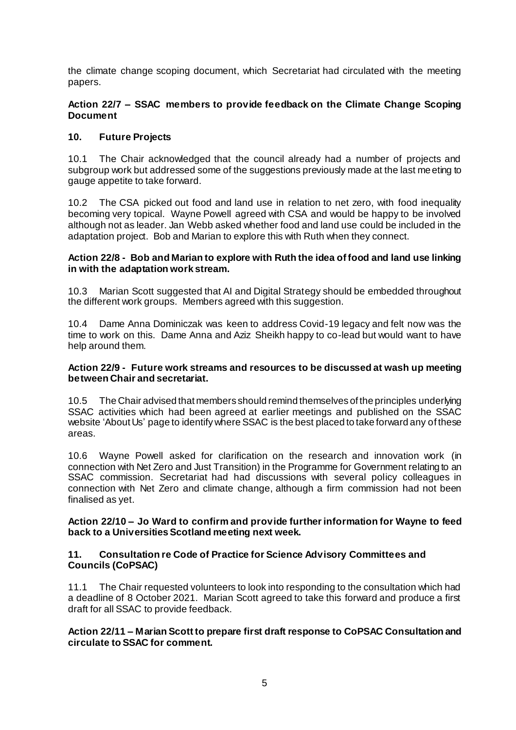the climate change scoping document, which Secretariat had circulated with the meeting papers.

**Action 22/7 – SSAC members to provide feedback on the Climate Change Scoping Document**

### 10. Future Projects

10.1 The Chair acknowledged that the council already had a number of projects and subgroup work but addressed some of the suggestions previously made at the last meeting to gauge appetite to take forward.

10.2 The CSA picked out food and land use in relation to net zero, with food inequality becoming very topical. Wayne Powell agreed with CSA and would be happy to be involved although not as leader. Jan Webb asked whether food and land use could be included in the adaptation project. Bob and Marian to explore this with Ruth when they connect.

**Action 22/8 - Bob and Marian to explore with Ruth the idea of food and land use linking in with the adaptation work stream.**

10.3 Marian Scott suggested that AI and Digital Strategy should be embedded throughout the different work groups. Members agreed with this suggestion.

10.4 Dame Anna Dominiczak was keen to address Covid-19 legacy and felt now was the time to work on this. Dame Anna and Aziz Sheikh happy to co-lead but would want to have help around them.

**Action 22/9 - Future work streams and resources to be discussed at wash up meeting between Chair and secretariat.**

10.5 The Chair advised that members should remind themselves of the principles underlying SSAC activities which had been agreed at earlier meetings and published on the SSAC website 'About Us' page to identify where SSAC is the best placed to take forward any of these areas.

10.6 Wayne Powell asked for clarification on the research and innovation work (in connection with Net Zero and Just Transition) in the Programme for Government relating to an SSAC commission. Secretariat had had discussions with several policy colleagues in connection with Net Zero and climate change, although a firm commission had not been finalised as yet.

**Action 22/10 – Jo Ward to confirm and provide further information for Wayne to feed back to a Universities Scotland meeting next week.**

### 11. Consultation re Code of Practice for Science Advisory Committees and Councils (CoPSAC)

11.1 The Chair requested volunteers to look into responding to the consultation which had a deadline of 8 October 2021. Marian Scott agreed to take this forward and produce a first draft for all SSAC to provide feedback.

**Action 22/11 – Marian Scott to prepare first draft response to CoPSAC Consultation and circulate to SSAC for comment.**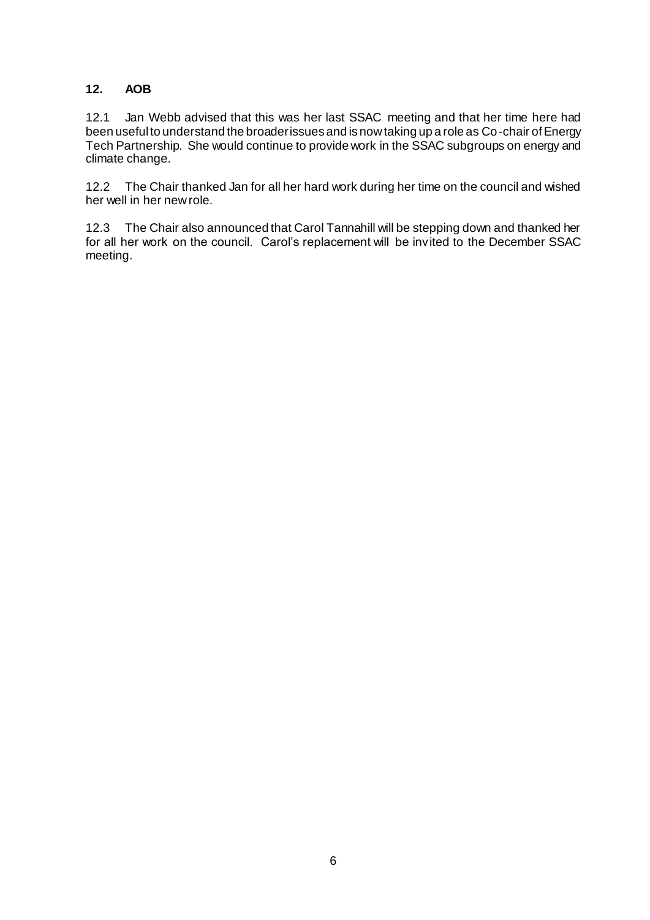## 12. AOB

12.1 Jan Webb advised that this was her last SSAC meeting and that her time here had been useful to understand the broader issues and is now taking up a role as Co-chair of Energy Tech Partnership. She would continue to provide work in the SSAC subgroups on energy and climate change.

12.2 The Chair thanked Jan for all her hard work during her time on the council and wished her well in her new role.

12.3 The Chair also announced that Carol Tannahill will be stepping down and thanked her for all her work on the council. Carol's replacement will be invited to the December SSAC meeting.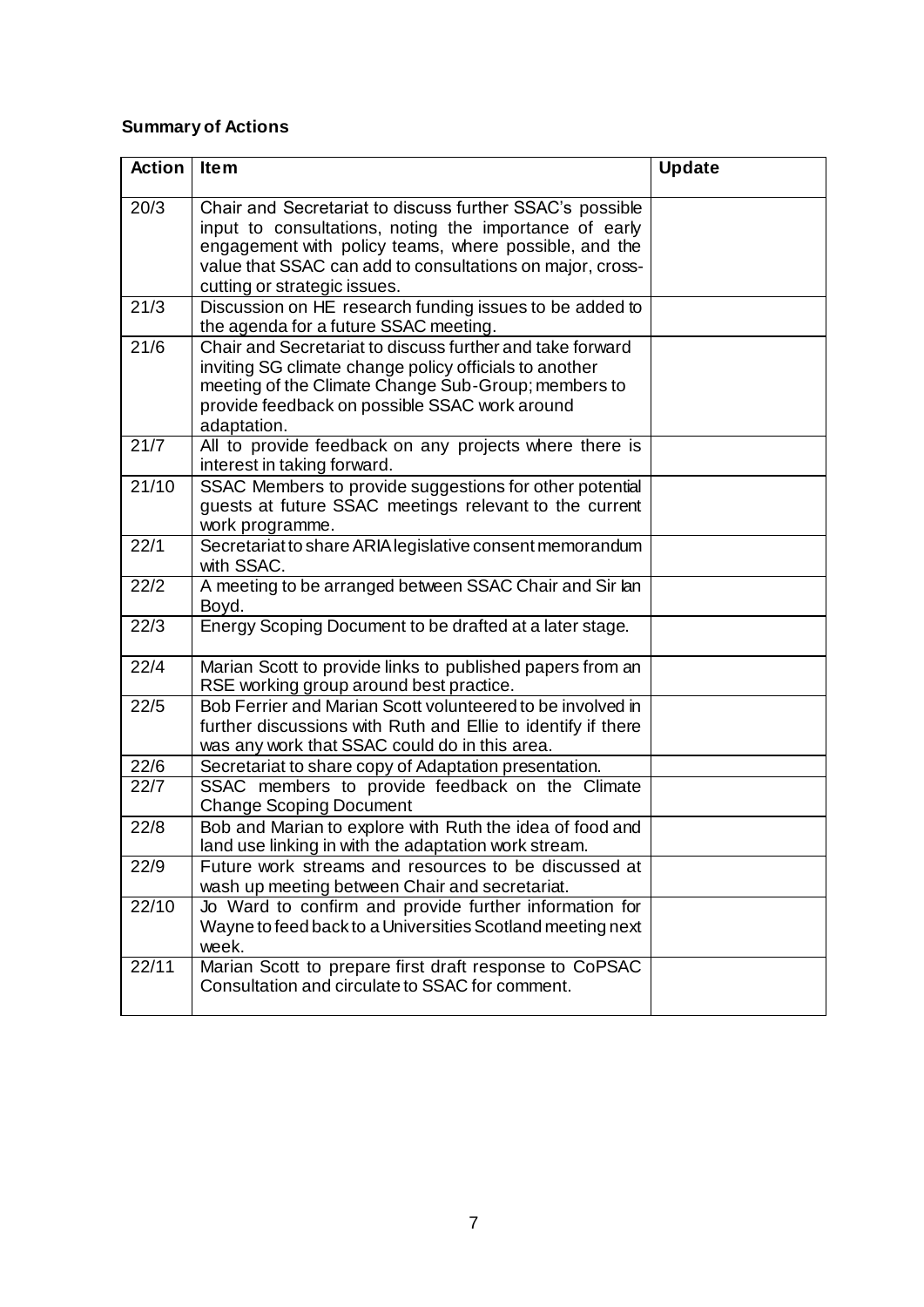**Summary of Actions**

| Action | Item | Update |
|---|---|---|
| 20/3 | Chair and Secretariat to discuss further SSAC's possible input to consultations, noting the importance of early engagement with policy teams, where possible, and the value that SSAC can add to consultations on major, cross-cutting or strategic issues. | |
| 21/3 | Discussion on HE research funding issues to be added to the agenda for a future SSAC meeting. | |
| 21/6 | Chair and Secretariat to discuss further and take forward inviting SG climate change policy officials to another meeting of the Climate Change Sub-Group; members to provide feedback on possible SSAC work around adaptation. | |
| 21/7 | All to provide feedback on any projects where there is interest in taking forward. | |
| 21/10 | SSAC Members to provide suggestions for other potential guests at future SSAC meetings relevant to the current work programme. | |
| 22/1 | Secretariat to share ARIA legislative consent memorandum with SSAC. | |
| 22/2 | A meeting to be arranged between SSAC Chair and Sir Ian Boyd. | |
| 22/3 | Energy Scoping Document to be drafted at a later stage. | |
| 22/4 | Marian Scott to provide links to published papers from an RSE working group around best practice. | |
| 22/5 | Bob Ferrier and Marian Scott volunteered to be involved in further discussions with Ruth and Ellie to identify if there was any work that SSAC could do in this area. | |
| 22/6 | Secretariat to share copy of Adaptation presentation. | |
| 22/7 | SSAC members to provide feedback on the Climate Change Scoping Document | |
| 22/8 | Bob and Marian to explore with Ruth the idea of food and land use linking in with the adaptation work stream. | |
| 22/9 | Future work streams and resources to be discussed at wash up meeting between Chair and secretariat. | |
| 22/10 | Jo Ward to confirm and provide further information for Wayne to feed back to a Universities Scotland meeting next week. | |
| 22/11 | Marian Scott to prepare first draft response to CoPSAC Consultation and circulate to SSAC for comment. | |